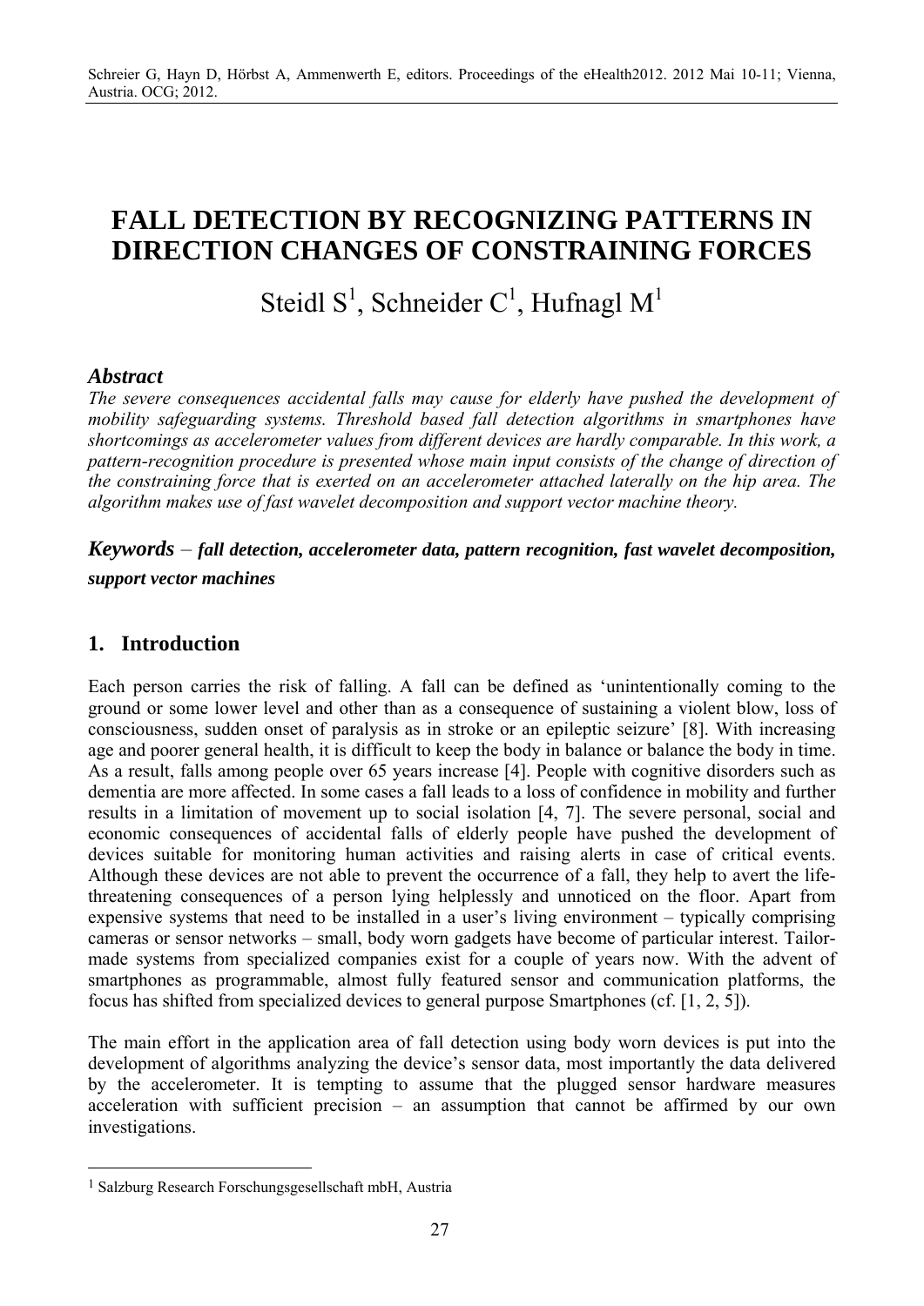Schreier G, Hayn D, Hörbst A, Ammenwerth E, editors. Proceedings of the eHealth2012. 2012 Mai 10-11; Vienna, Austria. OCG; 2012.

# FALL DETECTION BY RECOGNIZING PATTERNS IN DIRECTION CHANGES OF CONSTRAINING FORCES

Steidl S[1], Schneider C[1], Hufnagl M[1]

## *Abstract*

*The severe consequences accidental falls may cause for elderly have pushed the development of mobility safeguarding systems. Threshold based fall detection algorithms in smartphones have shortcomings as accelerometer values from different devices are hardly comparable. In this work, a pattern-recognition procedure is presented whose main input consists of the change of direction of the constraining force that is exerted on an accelerometer attached laterally on the hip area. The algorithm makes use of fast wavelet decomposition and support vector machine theory.*

***Keywords*** – ***fall detection, accelerometer data, pattern recognition, fast wavelet decomposition, support vector machines***

## 1. Introduction

Each person carries the risk of falling. A fall can be defined as 'unintentionally coming to the ground or some lower level and other than as a consequence of sustaining a violent blow, loss of consciousness, sudden onset of paralysis as in stroke or an epileptic seizure' [8]. With increasing age and poorer general health, it is difficult to keep the body in balance or balance the body in time. As a result, falls among people over 65 years increase [4]. People with cognitive disorders such as dementia are more affected. In some cases a fall leads to a loss of confidence in mobility and further results in a limitation of movement up to social isolation [4, 7]. The severe personal, social and economic consequences of accidental falls of elderly people have pushed the development of devices suitable for monitoring human activities and raising alerts in case of critical events. Although these devices are not able to prevent the occurrence of a fall, they help to avert the life-threatening consequences of a person lying helplessly and unnoticed on the floor. Apart from expensive systems that need to be installed in a user's living environment – typically comprising cameras or sensor networks – small, body worn gadgets have become of particular interest. Tailor-made systems from specialized companies exist for a couple of years now. With the advent of smartphones as programmable, almost fully featured sensor and communication platforms, the focus has shifted from specialized devices to general purpose Smartphones (cf. [1, 2, 5]).

The main effort in the application area of fall detection using body worn devices is put into the development of algorithms analyzing the device's sensor data, most importantly the data delivered by the accelerometer. It is tempting to assume that the plugged sensor hardware measures acceleration with sufficient precision – an assumption that cannot be affirmed by our own investigations.

[1] Salzburg Research Forschungsgesellschaft mbH, Austria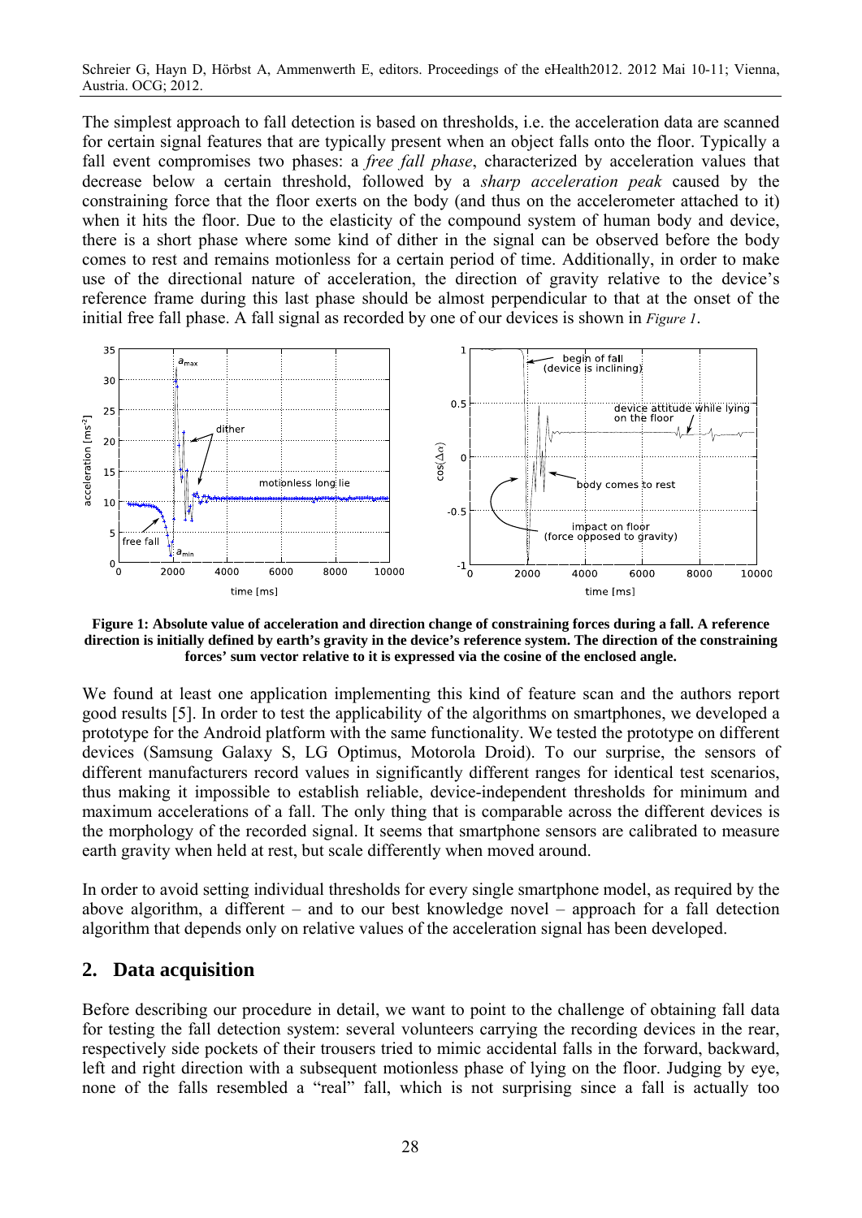The simplest approach to fall detection is based on thresholds, i.e. the acceleration data are scanned for certain signal features that are typically present when an object falls onto the floor. Typically a fall event compromises two phases: a *free fall phase*, characterized by acceleration values that decrease below a certain threshold, followed by a *sharp acceleration peak* caused by the constraining force that the floor exerts on the body (and thus on the accelerometer attached to it) when it hits the floor. Due to the elasticity of the compound system of human body and device, there is a short phase where some kind of dither in the signal can be observed before the body comes to rest and remains motionless for a certain period of time. Additionally, in order to make use of the directional nature of acceleration, the direction of gravity relative to the device's reference frame during this last phase should be almost perpendicular to that at the onset of the initial free fall phase. A fall signal as recorded by one of our devices is shown in *Figure 1*.

**Figure 1: Absolute value of acceleration and direction change of constraining forces during a fall. A reference direction is initially defined by earth's gravity in the device's reference system. The direction of the constraining forces' sum vector relative to it is expressed via the cosine of the enclosed angle.**

We found at least one application implementing this kind of feature scan and the authors report good results [5]. In order to test the applicability of the algorithms on smartphones, we developed a prototype for the Android platform with the same functionality. We tested the prototype on different devices (Samsung Galaxy S, LG Optimus, Motorola Droid). To our surprise, the sensors of different manufacturers record values in significantly different ranges for identical test scenarios, thus making it impossible to establish reliable, device-independent thresholds for minimum and maximum accelerations of a fall. The only thing that is comparable across the different devices is the morphology of the recorded signal. It seems that smartphone sensors are calibrated to measure earth gravity when held at rest, but scale differently when moved around.

In order to avoid setting individual thresholds for every single smartphone model, as required by the above algorithm, a different – and to our best knowledge novel – approach for a fall detection algorithm that depends only on relative values of the acceleration signal has been developed.

## 2. Data acquisition

Before describing our procedure in detail, we want to point to the challenge of obtaining fall data for testing the fall detection system: several volunteers carrying the recording devices in the rear, respectively side pockets of their trousers tried to mimic accidental falls in the forward, backward, left and right direction with a subsequent motionless phase of lying on the floor. Judging by eye, none of the falls resembled a "real" fall, which is not surprising since a fall is actually too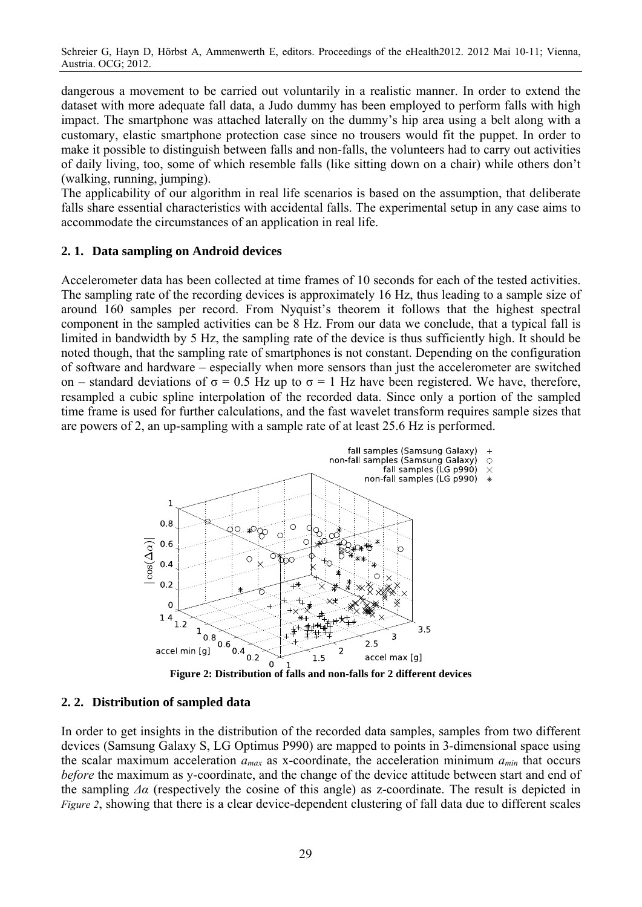dangerous a movement to be carried out voluntarily in a realistic manner. In order to extend the dataset with more adequate fall data, a Judo dummy has been employed to perform falls with high impact. The smartphone was attached laterally on the dummy's hip area using a belt along with a customary, elastic smartphone protection case since no trousers would fit the puppet. In order to make it possible to distinguish between falls and non-falls, the volunteers had to carry out activities of daily living, too, some of which resemble falls (like sitting down on a chair) while others don't (walking, running, jumping).

The applicability of our algorithm in real life scenarios is based on the assumption, that deliberate falls share essential characteristics with accidental falls. The experimental setup in any case aims to accommodate the circumstances of an application in real life.

### 2. 1. Data sampling on Android devices

Accelerometer data has been collected at time frames of 10 seconds for each of the tested activities. The sampling rate of the recording devices is approximately 16 Hz, thus leading to a sample size of around 160 samples per record. From Nyquist's theorem it follows that the highest spectral component in the sampled activities can be 8 Hz. From our data we conclude, that a typical fall is limited in bandwidth by 5 Hz, the sampling rate of the device is thus sufficiently high. It should be noted though, that the sampling rate of smartphones is not constant. Depending on the configuration of software and hardware – especially when more sensors than just the accelerometer are switched on – standard deviations of $\sigma = 0.5$ Hz up to $\sigma = 1$ Hz have been registered. We have, therefore, resampled a cubic spline interpolation of the recorded data. Since only a portion of the sampled time frame is used for further calculations, and the fast wavelet transform requires sample sizes that are powers of 2, an up-sampling with a sample rate of at least 25.6 Hz is performed.

**Figure 2: Distribution of falls and non-falls for 2 different devices**

### 2. 2. Distribution of sampled data

In order to get insights in the distribution of the recorded data samples, samples from two different devices (Samsung Galaxy S, LG Optimus P990) are mapped to points in 3-dimensional space using the scalar maximum acceleration $a_{max}$ as x-coordinate, the acceleration minimum $a_{min}$ that occurs *before* the maximum as y-coordinate, and the change of the device attitude between start and end of the sampling $\Delta\alpha$ (respectively the cosine of this angle) as z-coordinate. The result is depicted in *Figure 2*, showing that there is a clear device-dependent clustering of fall data due to different scales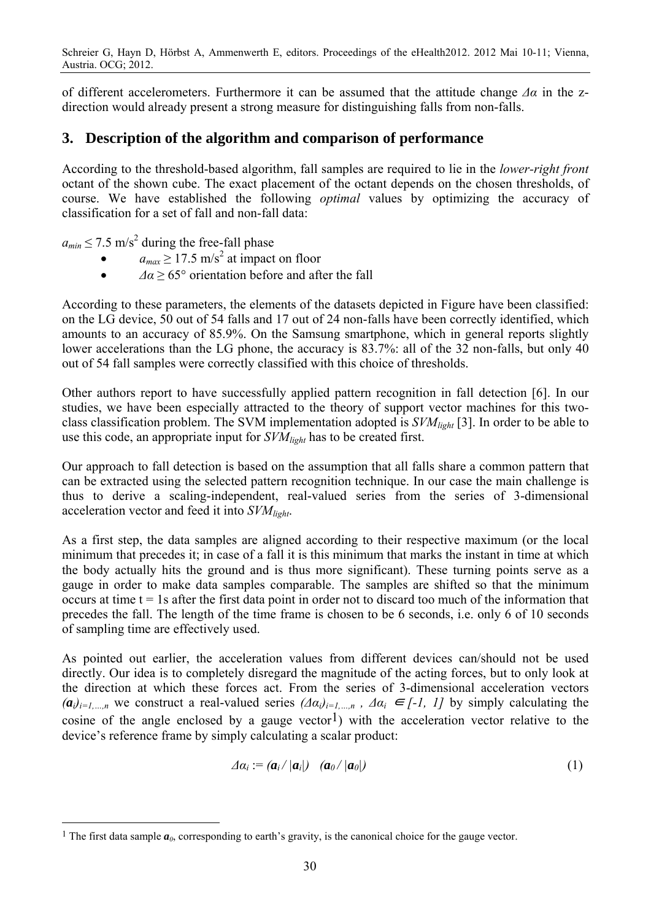of different accelerometers. Furthermore it can be assumed that the attitude change $\Delta\alpha$ in the z-direction would already present a strong measure for distinguishing falls from non-falls.

## 3. Description of the algorithm and comparison of performance

According to the threshold-based algorithm, fall samples are required to lie in the *lower-right front* octant of the shown cube. The exact placement of the octant depends on the chosen thresholds, of course. We have established the following *optimal* values by optimizing the accuracy of classification for a set of fall and non-fall data:

- $a_{min} \leq 7.5$ m/s$^2$ during the free-fall phase
- $a_{max} \geq 17.5$ m/s$^2$ at impact on floor
- $\Delta\alpha \geq 65°$ orientation before and after the fall

According to these parameters, the elements of the datasets depicted in Figure have been classified: on the LG device, 50 out of 54 falls and 17 out of 24 non-falls have been correctly identified, which amounts to an accuracy of 85.9%. On the Samsung smartphone, which in general reports slightly lower accelerations than the LG phone, the accuracy is 83.7%: all of the 32 non-falls, but only 40 out of 54 fall samples were correctly classified with this choice of thresholds.

Other authors report to have successfully applied pattern recognition in fall detection [6]. In our studies, we have been especially attracted to the theory of support vector machines for this two-class classification problem. The SVM implementation adopted is *SVM$_{light}$* [3]. In order to be able to use this code, an appropriate input for *SVM$_{light}$* has to be created first.

Our approach to fall detection is based on the assumption that all falls share a common pattern that can be extracted using the selected pattern recognition technique. In our case the main challenge is thus to derive a scaling-independent, real-valued series from the series of 3-dimensional acceleration vector and feed it into *SVM$_{light}$*.

As a first step, the data samples are aligned according to their respective maximum (or the local minimum that precedes it; in case of a fall it is this minimum that marks the instant in time at which the body actually hits the ground and is thus more significant). These turning points serve as a gauge in order to make data samples comparable. The samples are shifted so that the minimum occurs at time t = 1s after the first data point in order not to discard too much of the information that precedes the fall. The length of the time frame is chosen to be 6 seconds, i.e. only 6 of 10 seconds of sampling time are effectively used.

As pointed out earlier, the acceleration values from different devices can/should not be used directly. Our idea is to completely disregard the magnitude of the acting forces, but to only look at the direction at which these forces act. From the series of 3-dimensional acceleration vectors $(\boldsymbol{a}_i)_{i=1,\dots,n}$ we construct a real-valued series $(\Delta\alpha_i)_{i=1,\dots,n}$, $\Delta\alpha_i \in [-1, 1]$ by simply calculating the cosine of the angle enclosed by a gauge vector[1]) with the acceleration vector relative to the device's reference frame by simply calculating a scalar product:

$$\Delta\alpha_i := (\boldsymbol{a}_i / |\boldsymbol{a}_i|) \quad (\boldsymbol{a}_0 / |\boldsymbol{a}_0|) \tag{1}$$

---

[1] The first data sample $\boldsymbol{a}_0$, corresponding to earth's gravity, is the canonical choice for the gauge vector.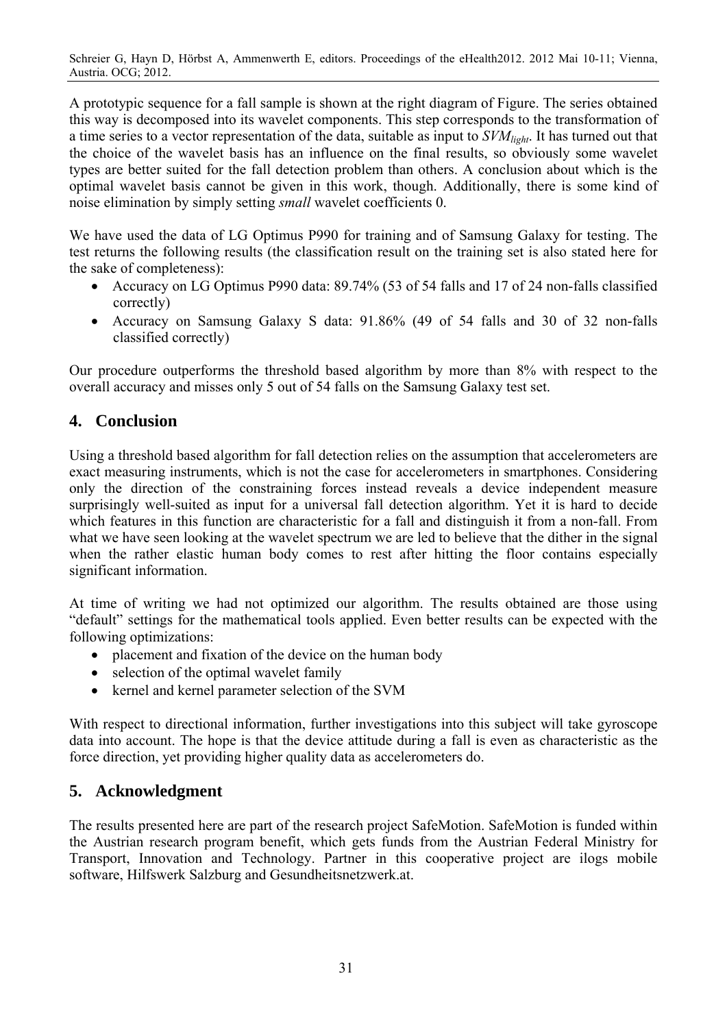A prototypic sequence for a fall sample is shown at the right diagram of Figure. The series obtained this way is decomposed into its wavelet components. This step corresponds to the transformation of a time series to a vector representation of the data, suitable as input to $SVM_{light}$. It has turned out that the choice of the wavelet basis has an influence on the final results, so obviously some wavelet types are better suited for the fall detection problem than others. A conclusion about which is the optimal wavelet basis cannot be given in this work, though. Additionally, there is some kind of noise elimination by simply setting *small* wavelet coefficients 0.

We have used the data of LG Optimus P990 for training and of Samsung Galaxy for testing. The test returns the following results (the classification result on the training set is also stated here for the sake of completeness):

- Accuracy on LG Optimus P990 data: 89.74% (53 of 54 falls and 17 of 24 non-falls classified correctly)
- Accuracy on Samsung Galaxy S data: 91.86% (49 of 54 falls and 30 of 32 non-falls classified correctly)

Our procedure outperforms the threshold based algorithm by more than 8% with respect to the overall accuracy and misses only 5 out of 54 falls on the Samsung Galaxy test set.

## 4. Conclusion

Using a threshold based algorithm for fall detection relies on the assumption that accelerometers are exact measuring instruments, which is not the case for accelerometers in smartphones. Considering only the direction of the constraining forces instead reveals a device independent measure surprisingly well-suited as input for a universal fall detection algorithm. Yet it is hard to decide which features in this function are characteristic for a fall and distinguish it from a non-fall. From what we have seen looking at the wavelet spectrum we are led to believe that the dither in the signal when the rather elastic human body comes to rest after hitting the floor contains especially significant information.

At time of writing we had not optimized our algorithm. The results obtained are those using "default" settings for the mathematical tools applied. Even better results can be expected with the following optimizations:

- placement and fixation of the device on the human body
- selection of the optimal wavelet family
- kernel and kernel parameter selection of the SVM

With respect to directional information, further investigations into this subject will take gyroscope data into account. The hope is that the device attitude during a fall is even as characteristic as the force direction, yet providing higher quality data as accelerometers do.

## 5. Acknowledgment

The results presented here are part of the research project SafeMotion. SafeMotion is funded within the Austrian research program benefit, which gets funds from the Austrian Federal Ministry for Transport, Innovation and Technology. Partner in this cooperative project are ilogs mobile software, Hilfswerk Salzburg and Gesundheitsnetzwerk.at.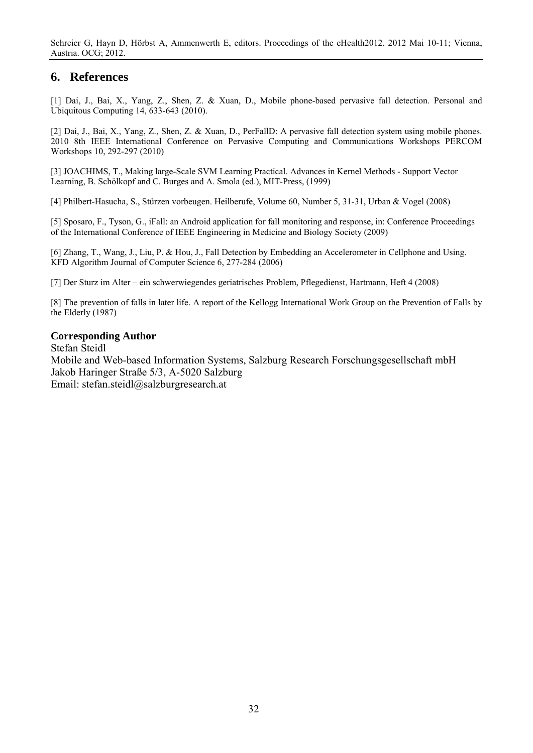## 6. References

[1] Dai, J., Bai, X., Yang, Z., Shen, Z. & Xuan, D., Mobile phone-based pervasive fall detection. Personal and Ubiquitous Computing 14, 633-643 (2010).

[2] Dai, J., Bai, X., Yang, Z., Shen, Z. & Xuan, D., PerFallD: A pervasive fall detection system using mobile phones. 2010 8th IEEE International Conference on Pervasive Computing and Communications Workshops PERCOM Workshops 10, 292-297 (2010)

[3] JOACHIMS, T., Making large-Scale SVM Learning Practical. Advances in Kernel Methods - Support Vector Learning, B. Schölkopf and C. Burges and A. Smola (ed.), MIT-Press, (1999)

[4] Philbert-Hasucha, S., Stürzen vorbeugen. Heilberufe, Volume 60, Number 5, 31-31, Urban & Vogel (2008)

[5] Sposaro, F., Tyson, G., iFall: an Android application for fall monitoring and response, in: Conference Proceedings of the International Conference of IEEE Engineering in Medicine and Biology Society (2009)

[6] Zhang, T., Wang, J., Liu, P. & Hou, J., Fall Detection by Embedding an Accelerometer in Cellphone and Using. KFD Algorithm Journal of Computer Science 6, 277-284 (2006)

[7] Der Sturz im Alter – ein schwerwiegendes geriatrisches Problem, Pflegedienst, Hartmann, Heft 4 (2008)

[8] The prevention of falls in later life. A report of the Kellogg International Work Group on the Prevention of Falls by the Elderly (1987)

**Corresponding Author**

Stefan Steidl
Mobile and Web-based Information Systems, Salzburg Research Forschungsgesellschaft mbH
Jakob Haringer Straße 5/3, A-5020 Salzburg
Email: stefan.steidl@salzburgresearch.at